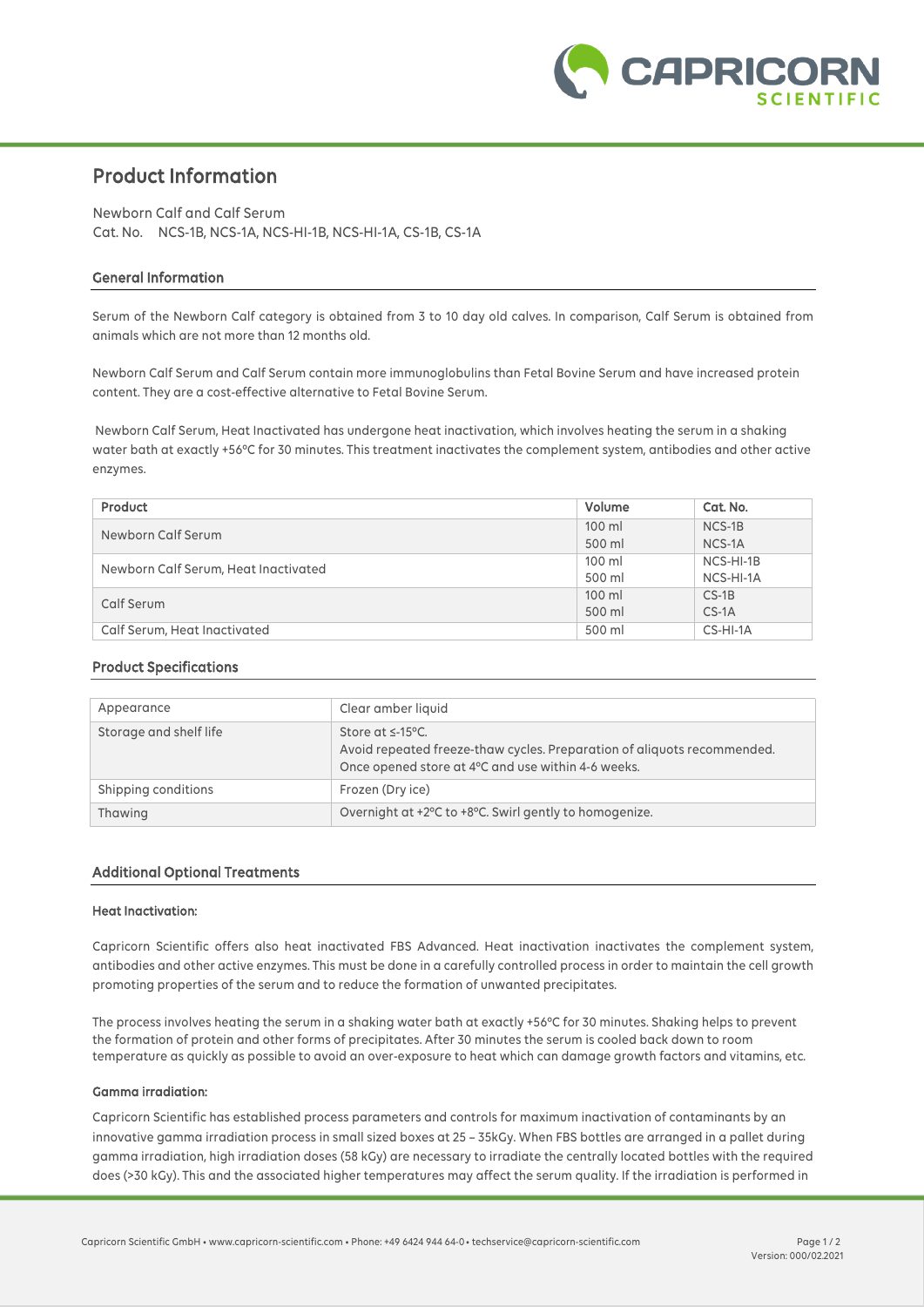# Product Information

Newborn Calf and Calf Serum
Cat. No. NCS-1B, NCS-1A, NCS-HI-1B, NCS-HI-1A, CS-1B, CS-1A

## General Information

Serum of the Newborn Calf category is obtained from 3 to 10 day old calves. In comparison, Calf Serum is obtained from animals which are not more than 12 months old.

Newborn Calf Serum and Calf Serum contain more immunoglobulins than Fetal Bovine Serum and have increased protein content. They are a cost-effective alternative to Fetal Bovine Serum.

Newborn Calf Serum, Heat Inactivated has undergone heat inactivation, which involves heating the serum in a shaking water bath at exactly +56°C for 30 minutes. This treatment inactivates the complement system, antibodies and other active enzymes.

| Product | Volume | Cat. No. |
|---|---|---|
| Newborn Calf Serum | 100 ml | NCS-1B |
| | 500 ml | NCS-1A |
| Newborn Calf Serum, Heat Inactivated | 100 ml | NCS-HI-1B |
| | 500 ml | NCS-HI-1A |
| Calf Serum | 100 ml | CS-1B |
| | 500 ml | CS-1A |
| Calf Serum, Heat Inactivated | 500 ml | CS-HI-1A |

## Product Specifications

| | |
|---|---|
| Appearance | Clear amber liquid |
| Storage and shelf life | Store at ≤-15°C.<br>Avoid repeated freeze-thaw cycles. Preparation of aliquots recommended.<br>Once opened store at 4°C and use within 4-6 weeks. |
| Shipping conditions | Frozen (Dry ice) |
| Thawing | Overnight at +2°C to +8°C. Swirl gently to homogenize. |

## Additional Optional Treatments

### Heat Inactivation:

Capricorn Scientific offers also heat inactivated FBS Advanced. Heat inactivation inactivates the complement system, antibodies and other active enzymes. This must be done in a carefully controlled process in order to maintain the cell growth promoting properties of the serum and to reduce the formation of unwanted precipitates.

The process involves heating the serum in a shaking water bath at exactly +56°C for 30 minutes. Shaking helps to prevent the formation of protein and other forms of precipitates. After 30 minutes the serum is cooled back down to room temperature as quickly as possible to avoid an over-exposure to heat which can damage growth factors and vitamins, etc.

### Gamma irradiation:

Capricorn Scientific has established process parameters and controls for maximum inactivation of contaminants by an innovative gamma irradiation process in small sized boxes at 25 – 35kGy. When FBS bottles are arranged in a pallet during gamma irradiation, high irradiation doses (58 kGy) are necessary to irradiate the centrally located bottles with the required does (>30 kGy). This and the associated higher temperatures may affect the serum quality. If the irradiation is performed in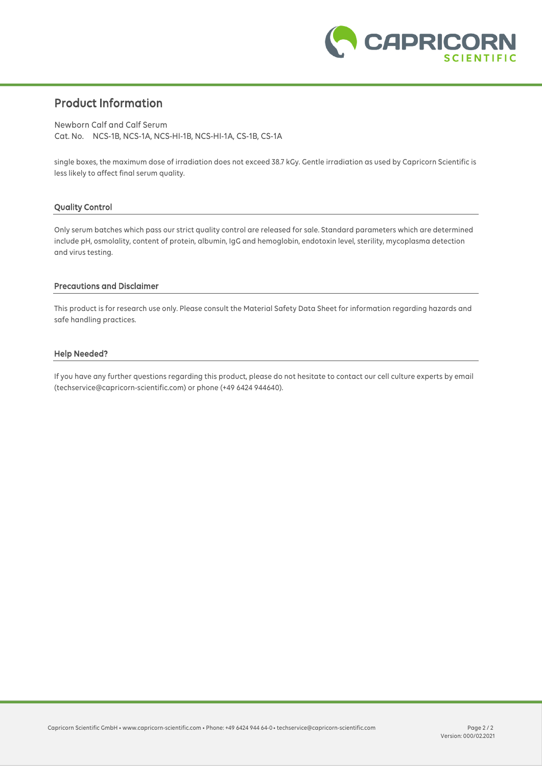## Product Information

Newborn Calf and Calf Serum
Cat. No. NCS-1B, NCS-1A, NCS-HI-1B, NCS-HI-1A, CS-1B, CS-1A

single boxes, the maximum dose of irradiation does not exceed 38.7 kGy. Gentle irradiation as used by Capricorn Scientific is less likely to affect final serum quality.

### Quality Control

Only serum batches which pass our strict quality control are released for sale. Standard parameters which are determined include pH, osmolality, content of protein, albumin, IgG and hemoglobin, endotoxin level, sterility, mycoplasma detection and virus testing.

### Precautions and Disclaimer

This product is for research use only. Please consult the Material Safety Data Sheet for information regarding hazards and safe handling practices.

### Help Needed?

If you have any further questions regarding this product, please do not hesitate to contact our cell culture experts by email (techservice@capricorn-scientific.com) or phone (+49 6424 944640).